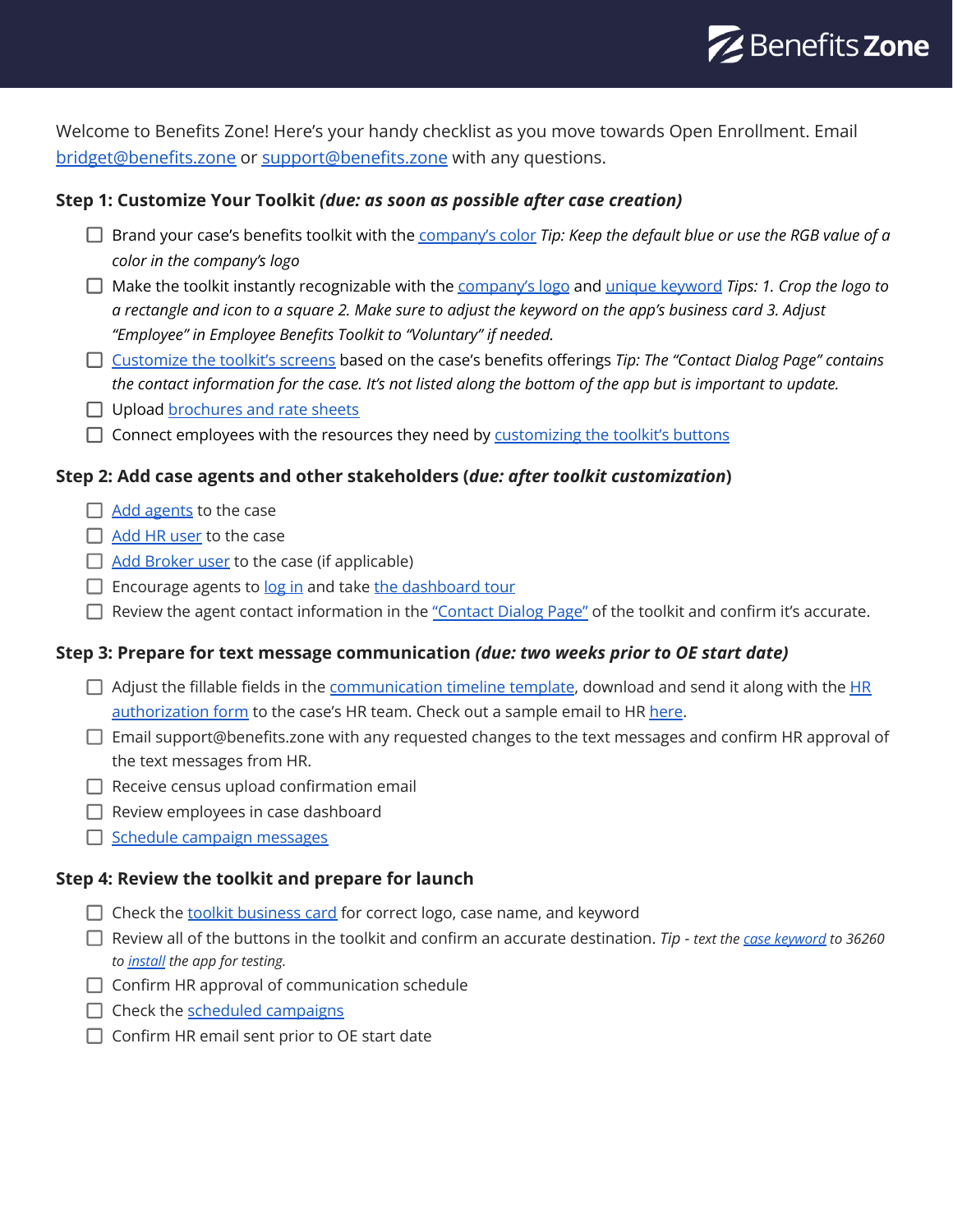Welcome to Benefits Zone! Here's your handy checklist as you move towards Open Enrollment. Email bridget@benefits.zone or support@benefits.zone with any questions.

### Step 1: Customize Your Toolkit *(due: as soon as possible after case creation)*

- [ ] Brand your case's benefits toolkit with the company's color *Tip: Keep the default blue or use the RGB value of a color in the company's logo*
- [ ] Make the toolkit instantly recognizable with the company's logo and unique keyword *Tips: 1. Crop the logo to a rectangle and icon to a square 2. Make sure to adjust the keyword on the app's business card 3. Adjust "Employee" in Employee Benefits Toolkit to "Voluntary" if needed.*
- [ ] Customize the toolkit's screens based on the case's benefits offerings *Tip: The "Contact Dialog Page" contains the contact information for the case. It's not listed along the bottom of the app but is important to update.*
- [ ] Upload brochures and rate sheets
- [ ] Connect employees with the resources they need by customizing the toolkit's buttons

### Step 2: Add case agents and other stakeholders (*due: after toolkit customization*)

- [ ] Add agents to the case
- [ ] Add HR user to the case
- [ ] Add Broker user to the case (if applicable)
- [ ] Encourage agents to log in and take the dashboard tour
- [ ] Review the agent contact information in the "Contact Dialog Page" of the toolkit and confirm it's accurate.

### Step 3: Prepare for text message communication *(due: two weeks prior to OE start date)*

- [ ] Adjust the fillable fields in the communication timeline template, download and send it along with the HR authorization form to the case's HR team. Check out a sample email to HR here.
- [ ] Email support@benefits.zone with any requested changes to the text messages and confirm HR approval of the text messages from HR.
- [ ] Receive census upload confirmation email
- [ ] Review employees in case dashboard
- [ ] Schedule campaign messages

### Step 4: Review the toolkit and prepare for launch

- [ ] Check the toolkit business card for correct logo, case name, and keyword
- [ ] Review all of the buttons in the toolkit and confirm an accurate destination. *Tip - text the case keyword to 36260 to install the app for testing.*
- [ ] Confirm HR approval of communication schedule
- [ ] Check the scheduled campaigns
- [ ] Confirm HR email sent prior to OE start date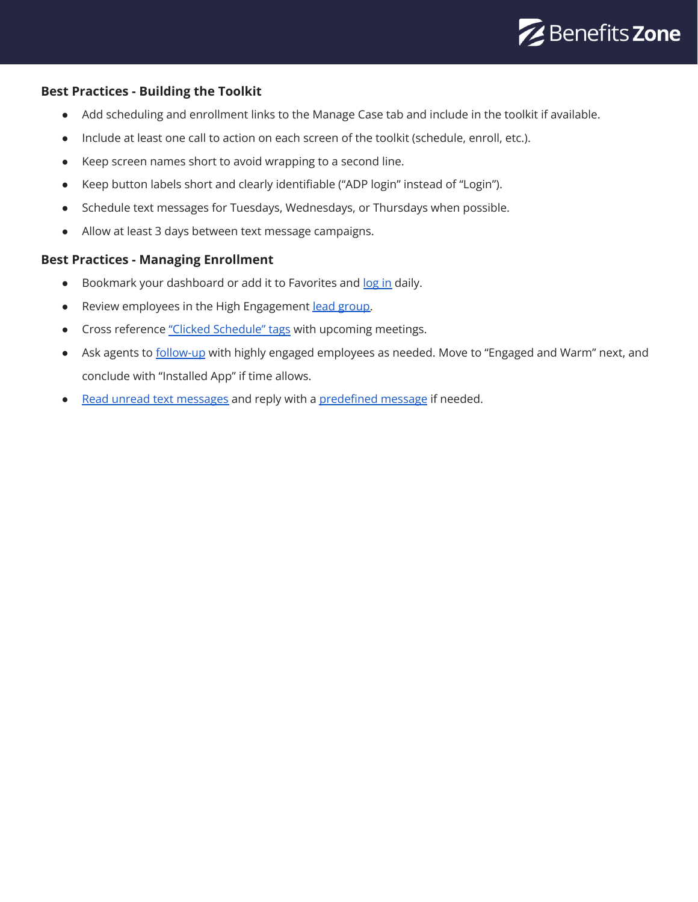## Best Practices - Building the Toolkit

- Add scheduling and enrollment links to the Manage Case tab and include in the toolkit if available.
- Include at least one call to action on each screen of the toolkit (schedule, enroll, etc.).
- Keep screen names short to avoid wrapping to a second line.
- Keep button labels short and clearly identifiable (“ADP login” instead of “Login”).
- Schedule text messages for Tuesdays, Wednesdays, or Thursdays when possible.
- Allow at least 3 days between text message campaigns.

## Best Practices - Managing Enrollment

- Bookmark your dashboard or add it to Favorites and log in daily.
- Review employees in the High Engagement lead group.
- Cross reference “Clicked Schedule” tags with upcoming meetings.
- Ask agents to follow-up with highly engaged employees as needed. Move to “Engaged and Warm” next, and conclude with “Installed App” if time allows.
- Read unread text messages and reply with a predefined message if needed.